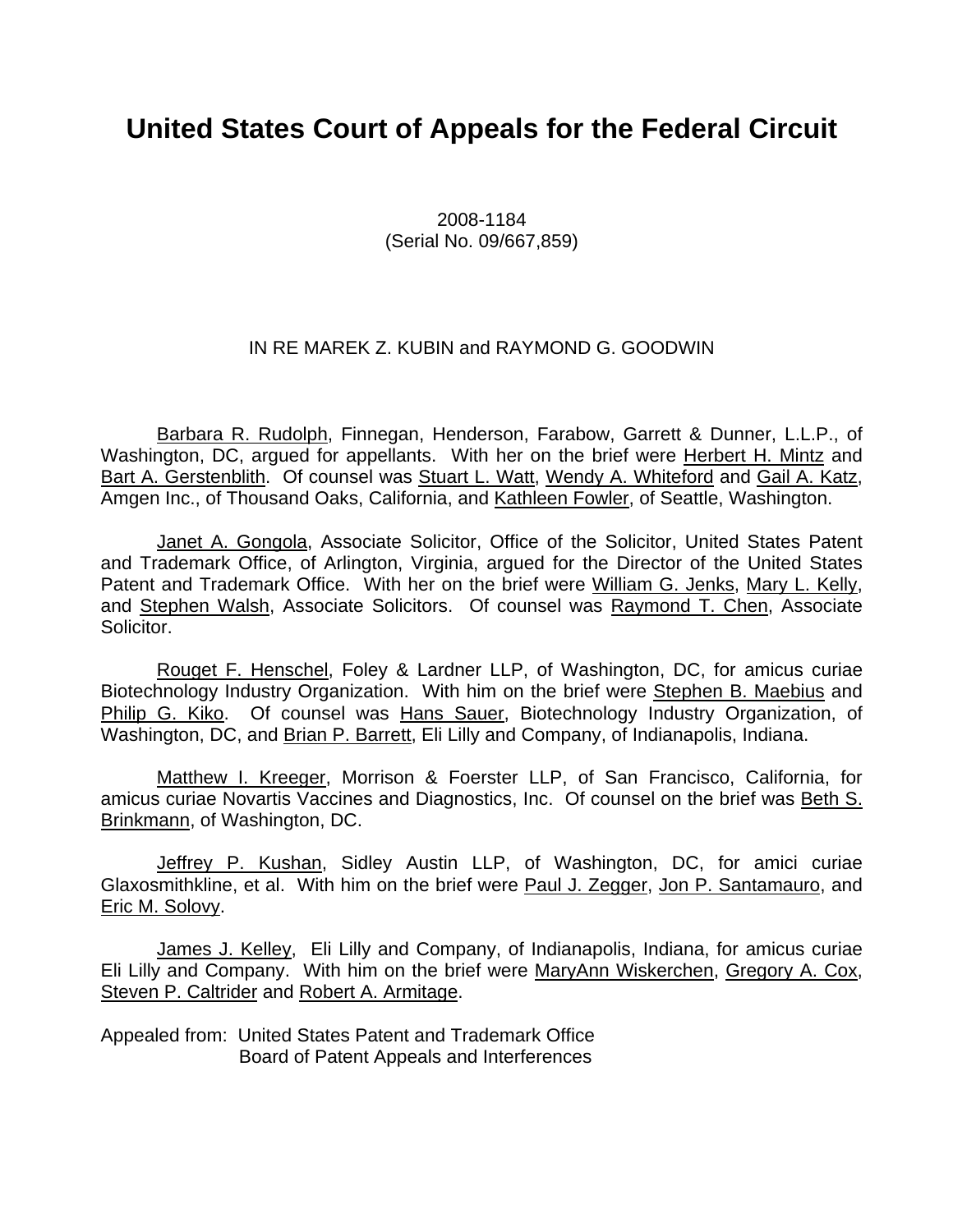# United States Court of Appeals for the Federal Circuit

2008-1184
(Serial No. 09/667,859)

IN RE MAREK Z. KUBIN and RAYMOND G. GOODWIN

Barbara R. Rudolph, Finnegan, Henderson, Farabow, Garrett & Dunner, L.L.P., of Washington, DC, argued for appellants. With her on the brief were Herbert H. Mintz and Bart A. Gerstenblith. Of counsel was Stuart L. Watt, Wendy A. Whiteford and Gail A. Katz, Amgen Inc., of Thousand Oaks, California, and Kathleen Fowler, of Seattle, Washington.

Janet A. Gongola, Associate Solicitor, Office of the Solicitor, United States Patent and Trademark Office, of Arlington, Virginia, argued for the Director of the United States Patent and Trademark Office. With her on the brief were William G. Jenks, Mary L. Kelly, and Stephen Walsh, Associate Solicitors. Of counsel was Raymond T. Chen, Associate Solicitor.

Rouget F. Henschel, Foley & Lardner LLP, of Washington, DC, for amicus curiae Biotechnology Industry Organization. With him on the brief were Stephen B. Maebius and Philip G. Kiko. Of counsel was Hans Sauer, Biotechnology Industry Organization, of Washington, DC, and Brian P. Barrett, Eli Lilly and Company, of Indianapolis, Indiana.

Matthew I. Kreeger, Morrison & Foerster LLP, of San Francisco, California, for amicus curiae Novartis Vaccines and Diagnostics, Inc. Of counsel on the brief was Beth S. Brinkmann, of Washington, DC.

Jeffrey P. Kushan, Sidley Austin LLP, of Washington, DC, for amici curiae Glaxosmithkline, et al. With him on the brief were Paul J. Zegger, Jon P. Santamauro, and Eric M. Solovy.

James J. Kelley, Eli Lilly and Company, of Indianapolis, Indiana, for amicus curiae Eli Lilly and Company. With him on the brief were MaryAnn Wiskerchen, Gregory A. Cox, Steven P. Caltrider and Robert A. Armitage.

Appealed from: United States Patent and Trademark Office
Board of Patent Appeals and Interferences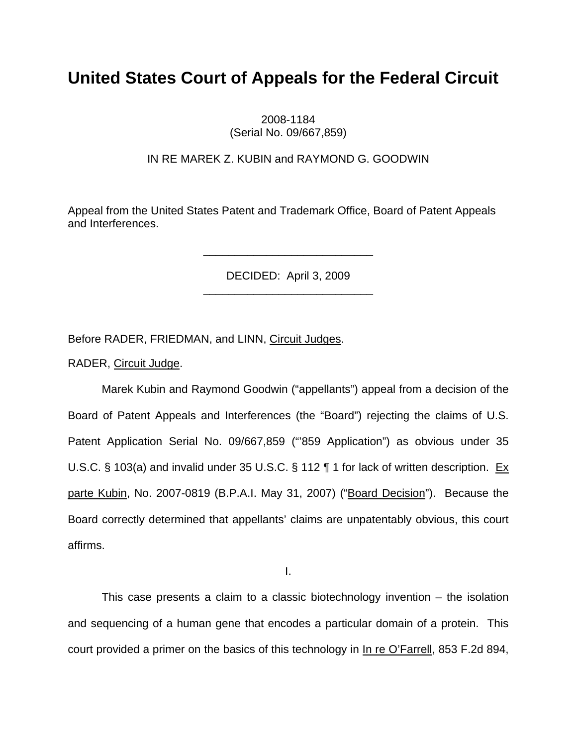# United States Court of Appeals for the Federal Circuit

2008-1184
(Serial No. 09/667,859)

IN RE MAREK Z. KUBIN and RAYMOND G. GOODWIN

Appeal from the United States Patent and Trademark Office, Board of Patent Appeals and Interferences.

---

DECIDED: April 3, 2009

---

Before RADER, FRIEDMAN, and LINN, Circuit Judges.

RADER, Circuit Judge.

Marek Kubin and Raymond Goodwin ("appellants") appeal from a decision of the Board of Patent Appeals and Interferences (the "Board") rejecting the claims of U.S. Patent Application Serial No. 09/667,859 ("'859 Application") as obvious under 35 U.S.C. § 103(a) and invalid under 35 U.S.C. § 112 ¶ 1 for lack of written description. Ex parte Kubin, No. 2007-0819 (B.P.A.I. May 31, 2007) ("Board Decision"). Because the Board correctly determined that appellants' claims are unpatentably obvious, this court affirms.

I.

This case presents a claim to a classic biotechnology invention – the isolation and sequencing of a human gene that encodes a particular domain of a protein. This court provided a primer on the basics of this technology in In re O'Farrell, 853 F.2d 894,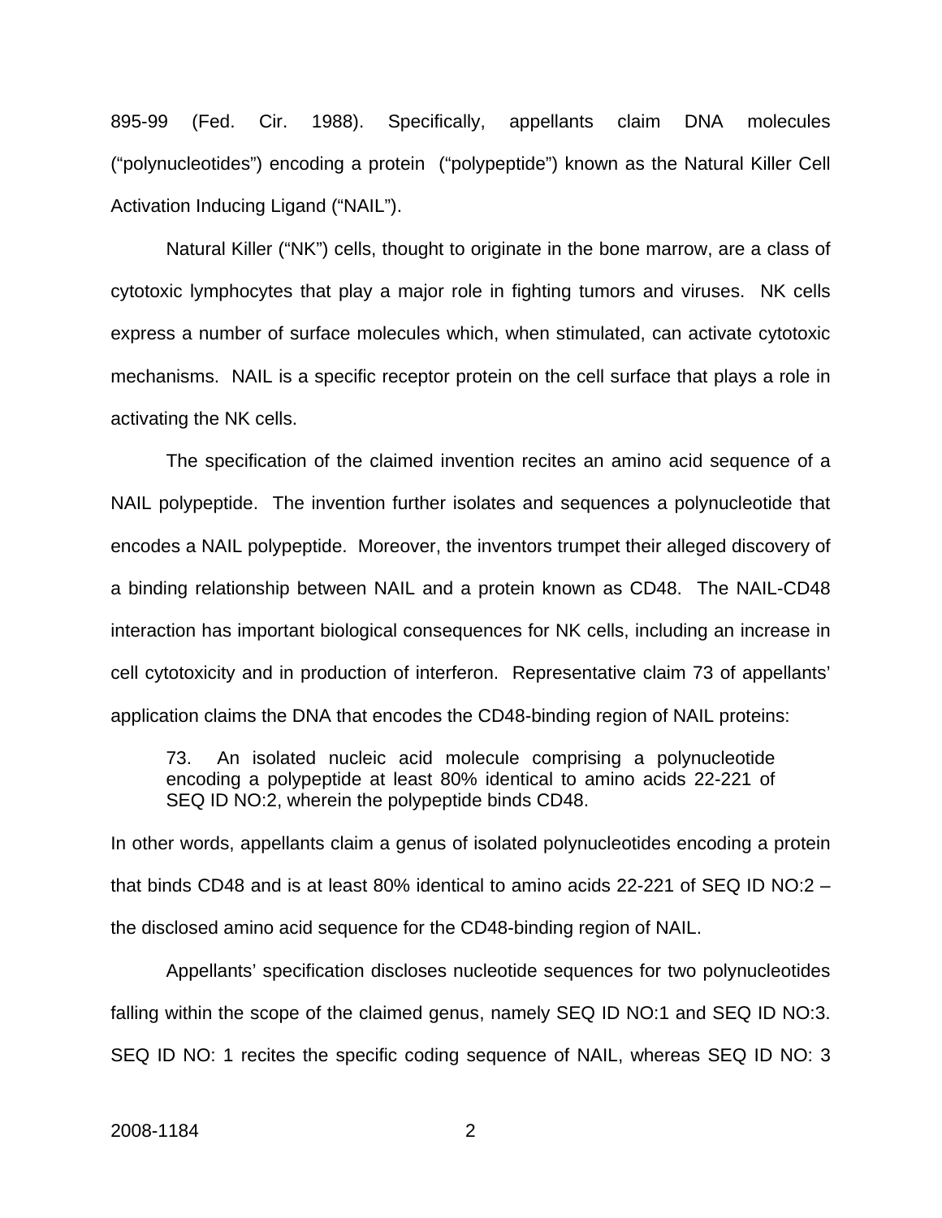895-99 (Fed. Cir. 1988). Specifically, appellants claim DNA molecules ("polynucleotides") encoding a protein ("polypeptide") known as the Natural Killer Cell Activation Inducing Ligand ("NAIL").

Natural Killer ("NK") cells, thought to originate in the bone marrow, are a class of cytotoxic lymphocytes that play a major role in fighting tumors and viruses. NK cells express a number of surface molecules which, when stimulated, can activate cytotoxic mechanisms. NAIL is a specific receptor protein on the cell surface that plays a role in activating the NK cells.

The specification of the claimed invention recites an amino acid sequence of a NAIL polypeptide. The invention further isolates and sequences a polynucleotide that encodes a NAIL polypeptide. Moreover, the inventors trumpet their alleged discovery of a binding relationship between NAIL and a protein known as CD48. The NAIL-CD48 interaction has important biological consequences for NK cells, including an increase in cell cytotoxicity and in production of interferon. Representative claim 73 of appellants' application claims the DNA that encodes the CD48-binding region of NAIL proteins:

> 73. An isolated nucleic acid molecule comprising a polynucleotide encoding a polypeptide at least 80% identical to amino acids 22-221 of SEQ ID NO:2, wherein the polypeptide binds CD48.

In other words, appellants claim a genus of isolated polynucleotides encoding a protein that binds CD48 and is at least 80% identical to amino acids 22-221 of SEQ ID NO:2 – the disclosed amino acid sequence for the CD48-binding region of NAIL.

Appellants' specification discloses nucleotide sequences for two polynucleotides falling within the scope of the claimed genus, namely SEQ ID NO:1 and SEQ ID NO:3. SEQ ID NO: 1 recites the specific coding sequence of NAIL, whereas SEQ ID NO: 3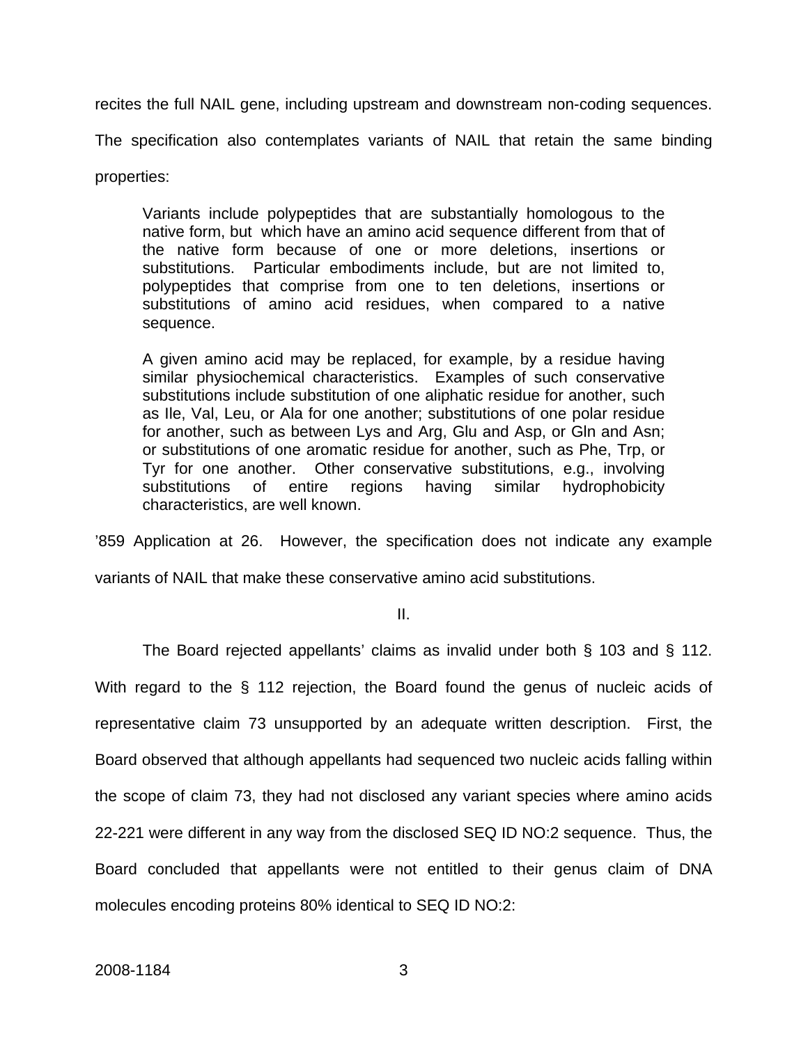recites the full NAIL gene, including upstream and downstream non-coding sequences. The specification also contemplates variants of NAIL that retain the same binding properties:

> Variants include polypeptides that are substantially homologous to the native form, but which have an amino acid sequence different from that of the native form because of one or more deletions, insertions or substitutions. Particular embodiments include, but are not limited to, polypeptides that comprise from one to ten deletions, insertions or substitutions of amino acid residues, when compared to a native sequence.
>
> A given amino acid may be replaced, for example, by a residue having similar physiochemical characteristics. Examples of such conservative substitutions include substitution of one aliphatic residue for another, such as Ile, Val, Leu, or Ala for one another; substitutions of one polar residue for another, such as between Lys and Arg, Glu and Asp, or Gln and Asn; or substitutions of one aromatic residue for another, such as Phe, Trp, or Tyr for one another. Other conservative substitutions, e.g., involving substitutions of entire regions having similar hydrophobicity characteristics, are well known.

'859 Application at 26. However, the specification does not indicate any example variants of NAIL that make these conservative amino acid substitutions.

II.

The Board rejected appellants' claims as invalid under both § 103 and § 112. With regard to the § 112 rejection, the Board found the genus of nucleic acids of representative claim 73 unsupported by an adequate written description. First, the Board observed that although appellants had sequenced two nucleic acids falling within the scope of claim 73, they had not disclosed any variant species where amino acids 22-221 were different in any way from the disclosed SEQ ID NO:2 sequence. Thus, the Board concluded that appellants were not entitled to their genus claim of DNA molecules encoding proteins 80% identical to SEQ ID NO:2: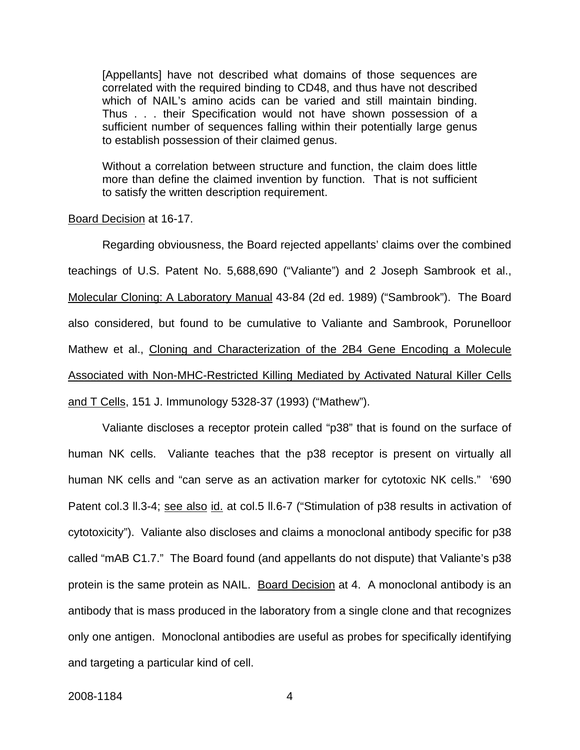> [Appellants] have not described what domains of those sequences are correlated with the required binding to CD48, and thus have not described which of NAIL's amino acids can be varied and still maintain binding. Thus . . . their Specification would not have shown possession of a sufficient number of sequences falling within their potentially large genus to establish possession of their claimed genus.
>
> Without a correlation between structure and function, the claim does little more than define the claimed invention by function. That is not sufficient to satisfy the written description requirement.

Board Decision at 16-17.

Regarding obviousness, the Board rejected appellants' claims over the combined teachings of U.S. Patent No. 5,688,690 ("Valiante") and 2 Joseph Sambrook et al., Molecular Cloning: A Laboratory Manual 43-84 (2d ed. 1989) ("Sambrook"). The Board also considered, but found to be cumulative to Valiante and Sambrook, Porunelloor Mathew et al., Cloning and Characterization of the 2B4 Gene Encoding a Molecule Associated with Non-MHC-Restricted Killing Mediated by Activated Natural Killer Cells and T Cells, 151 J. Immunology 5328-37 (1993) ("Mathew").

Valiante discloses a receptor protein called "p38" that is found on the surface of human NK cells. Valiante teaches that the p38 receptor is present on virtually all human NK cells and "can serve as an activation marker for cytotoxic NK cells." '690 Patent col.3 ll.3-4; see also id. at col.5 ll.6-7 ("Stimulation of p38 results in activation of cytotoxicity"). Valiante also discloses and claims a monoclonal antibody specific for p38 called "mAB C1.7." The Board found (and appellants do not dispute) that Valiante's p38 protein is the same protein as NAIL. Board Decision at 4. A monoclonal antibody is an antibody that is mass produced in the laboratory from a single clone and that recognizes only one antigen. Monoclonal antibodies are useful as probes for specifically identifying and targeting a particular kind of cell.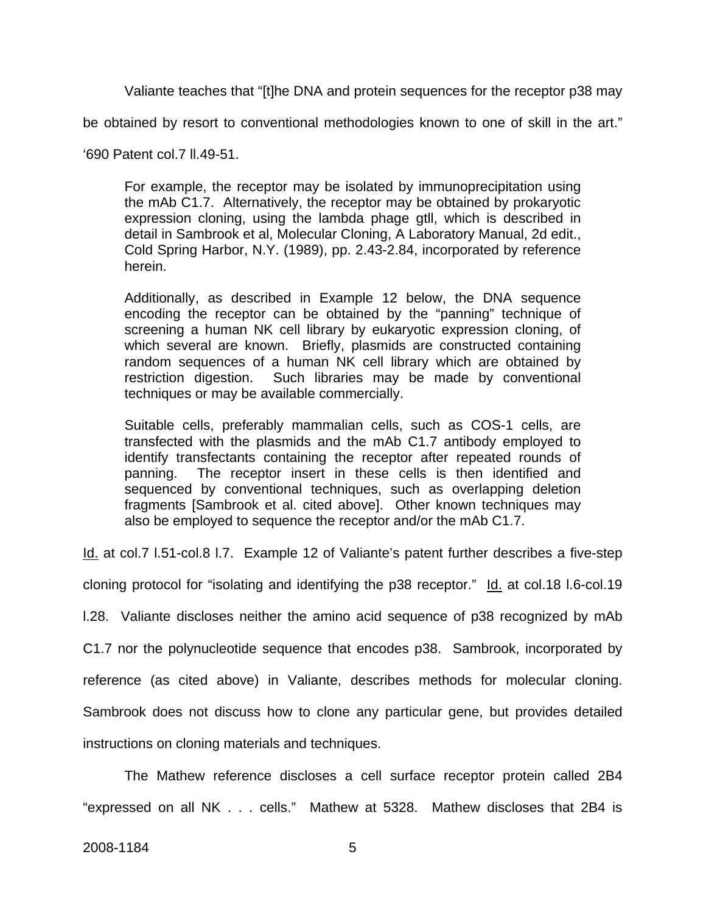Valiante teaches that "[t]he DNA and protein sequences for the receptor p38 may be obtained by resort to conventional methodologies known to one of skill in the art." '690 Patent col.7 ll.49-51.

> For example, the receptor may be isolated by immunoprecipitation using the mAb C1.7. Alternatively, the receptor may be obtained by prokaryotic expression cloning, using the lambda phage gtll, which is described in detail in Sambrook et al, Molecular Cloning, A Laboratory Manual, 2d edit., Cold Spring Harbor, N.Y. (1989), pp. 2.43-2.84, incorporated by reference herein.
>
> Additionally, as described in Example 12 below, the DNA sequence encoding the receptor can be obtained by the "panning" technique of screening a human NK cell library by eukaryotic expression cloning, of which several are known. Briefly, plasmids are constructed containing random sequences of a human NK cell library which are obtained by restriction digestion. Such libraries may be made by conventional techniques or may be available commercially.
>
> Suitable cells, preferably mammalian cells, such as COS-1 cells, are transfected with the plasmids and the mAb C1.7 antibody employed to identify transfectants containing the receptor after repeated rounds of panning. The receptor insert in these cells is then identified and sequenced by conventional techniques, such as overlapping deletion fragments [Sambrook et al. cited above]. Other known techniques may also be employed to sequence the receptor and/or the mAb C1.7.

Id. at col.7 l.51-col.8 l.7. Example 12 of Valiante's patent further describes a five-step cloning protocol for "isolating and identifying the p38 receptor." Id. at col.18 l.6-col.19 l.28. Valiante discloses neither the amino acid sequence of p38 recognized by mAb C1.7 nor the polynucleotide sequence that encodes p38. Sambrook, incorporated by reference (as cited above) in Valiante, describes methods for molecular cloning. Sambrook does not discuss how to clone any particular gene, but provides detailed instructions on cloning materials and techniques.

The Mathew reference discloses a cell surface receptor protein called 2B4 "expressed on all NK . . . cells." Mathew at 5328. Mathew discloses that 2B4 is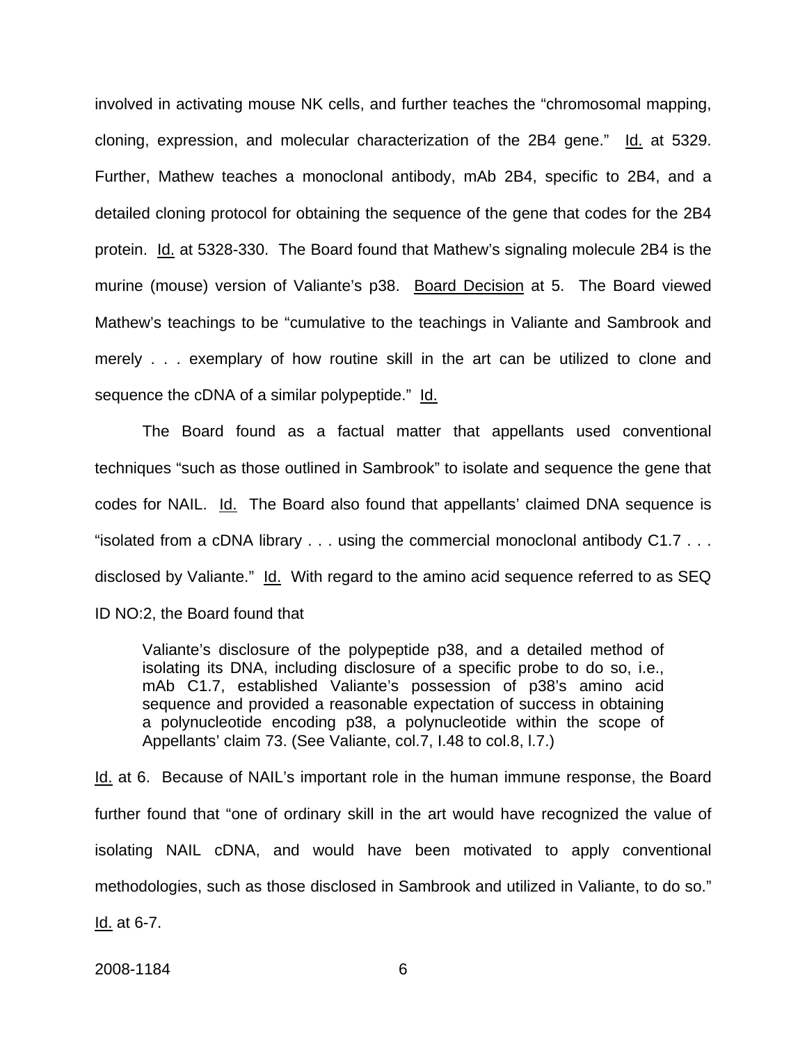involved in activating mouse NK cells, and further teaches the "chromosomal mapping, cloning, expression, and molecular characterization of the 2B4 gene." Id. at 5329. Further, Mathew teaches a monoclonal antibody, mAb 2B4, specific to 2B4, and a detailed cloning protocol for obtaining the sequence of the gene that codes for the 2B4 protein. Id. at 5328-330. The Board found that Mathew's signaling molecule 2B4 is the murine (mouse) version of Valiante's p38. Board Decision at 5. The Board viewed Mathew's teachings to be "cumulative to the teachings in Valiante and Sambrook and merely . . . exemplary of how routine skill in the art can be utilized to clone and sequence the cDNA of a similar polypeptide." Id.

The Board found as a factual matter that appellants used conventional techniques "such as those outlined in Sambrook" to isolate and sequence the gene that codes for NAIL. Id. The Board also found that appellants' claimed DNA sequence is "isolated from a cDNA library . . . using the commercial monoclonal antibody C1.7 . . . disclosed by Valiante." Id. With regard to the amino acid sequence referred to as SEQ ID NO:2, the Board found that

> Valiante's disclosure of the polypeptide p38, and a detailed method of isolating its DNA, including disclosure of a specific probe to do so, i.e., mAb C1.7, established Valiante's possession of p38's amino acid sequence and provided a reasonable expectation of success in obtaining a polynucleotide encoding p38, a polynucleotide within the scope of Appellants' claim 73. (See Valiante, col.7, l.48 to col.8, l.7.)

Id. at 6. Because of NAIL's important role in the human immune response, the Board further found that "one of ordinary skill in the art would have recognized the value of isolating NAIL cDNA, and would have been motivated to apply conventional methodologies, such as those disclosed in Sambrook and utilized in Valiante, to do so." Id. at 6-7.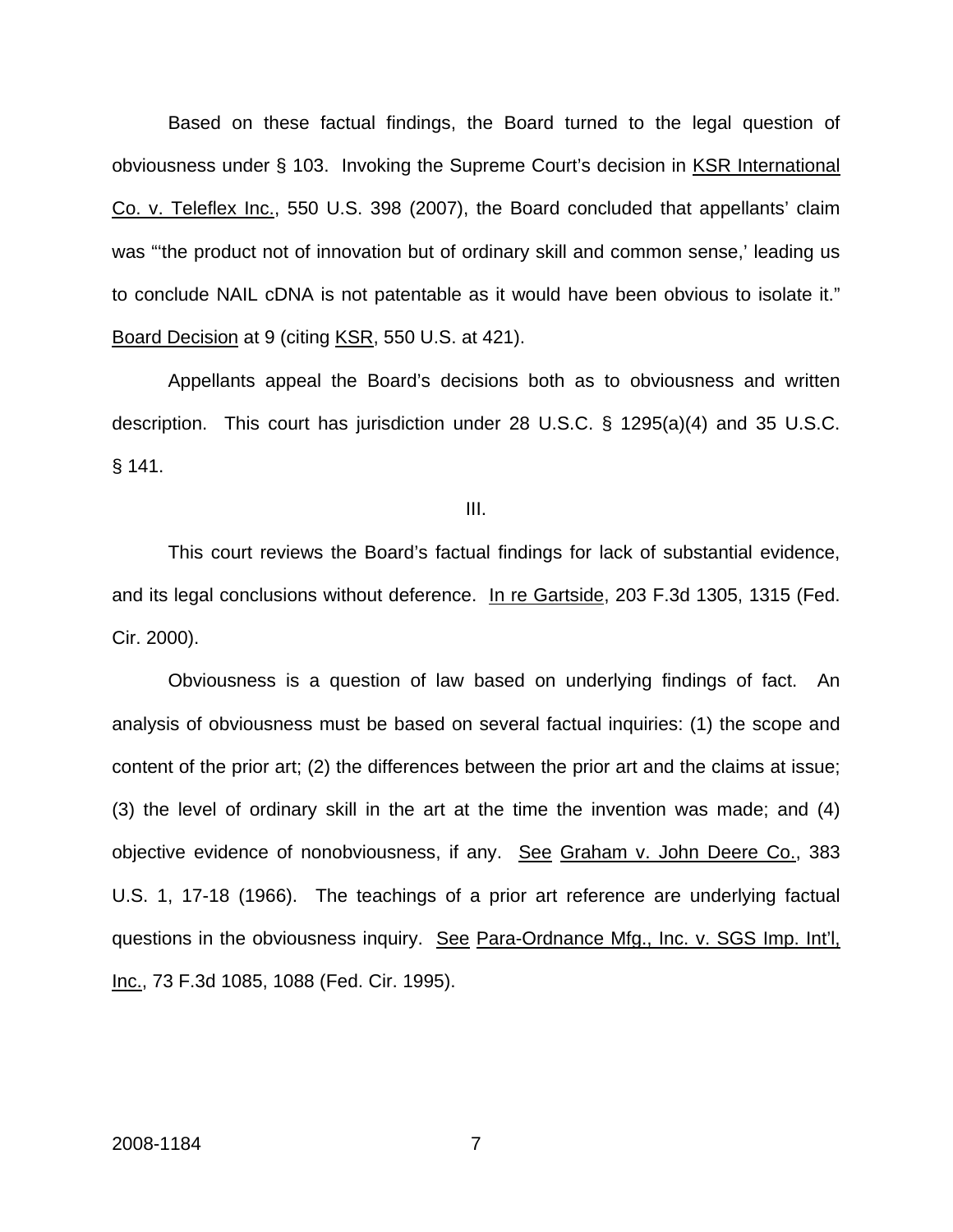Based on these factual findings, the Board turned to the legal question of obviousness under § 103. Invoking the Supreme Court's decision in KSR International Co. v. Teleflex Inc., 550 U.S. 398 (2007), the Board concluded that appellants' claim was "'the product not of innovation but of ordinary skill and common sense,' leading us to conclude NAIL cDNA is not patentable as it would have been obvious to isolate it." Board Decision at 9 (citing KSR, 550 U.S. at 421).

Appellants appeal the Board's decisions both as to obviousness and written description. This court has jurisdiction under 28 U.S.C. § 1295(a)(4) and 35 U.S.C. § 141.

III.

This court reviews the Board's factual findings for lack of substantial evidence, and its legal conclusions without deference. In re Gartside, 203 F.3d 1305, 1315 (Fed. Cir. 2000).

Obviousness is a question of law based on underlying findings of fact. An analysis of obviousness must be based on several factual inquiries: (1) the scope and content of the prior art; (2) the differences between the prior art and the claims at issue; (3) the level of ordinary skill in the art at the time the invention was made; and (4) objective evidence of nonobviousness, if any. See Graham v. John Deere Co., 383 U.S. 1, 17-18 (1966). The teachings of a prior art reference are underlying factual questions in the obviousness inquiry. See Para-Ordnance Mfg., Inc. v. SGS Imp. Int'l, Inc., 73 F.3d 1085, 1088 (Fed. Cir. 1995).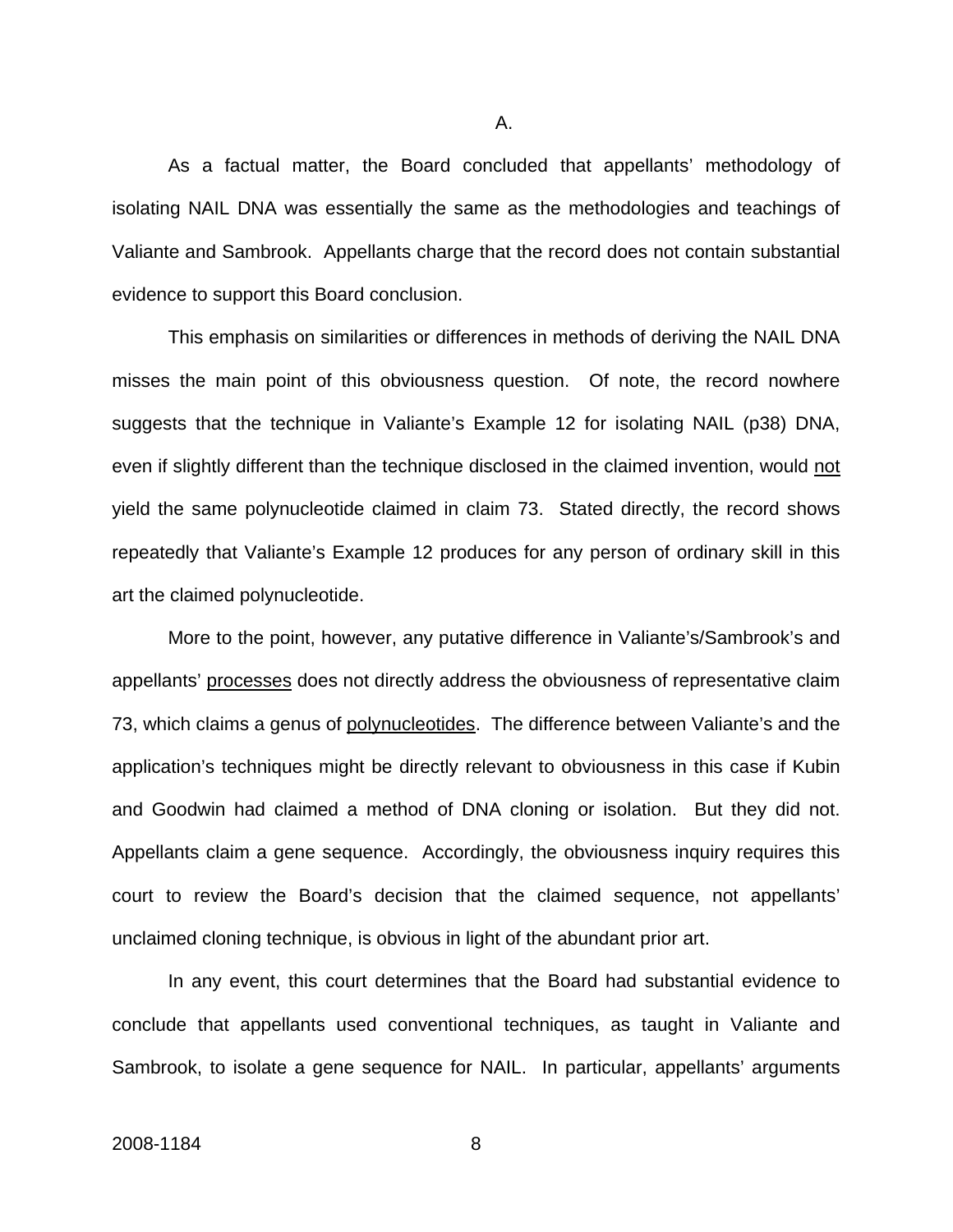## A.

As a factual matter, the Board concluded that appellants' methodology of isolating NAIL DNA was essentially the same as the methodologies and teachings of Valiante and Sambrook. Appellants charge that the record does not contain substantial evidence to support this Board conclusion.

This emphasis on similarities or differences in methods of deriving the NAIL DNA misses the main point of this obviousness question. Of note, the record nowhere suggests that the technique in Valiante's Example 12 for isolating NAIL (p38) DNA, even if slightly different than the technique disclosed in the claimed invention, would <u>not</u> yield the same polynucleotide claimed in claim 73. Stated directly, the record shows repeatedly that Valiante's Example 12 produces for any person of ordinary skill in this art the claimed polynucleotide.

More to the point, however, any putative difference in Valiante's/Sambrook's and appellants' <u>processes</u> does not directly address the obviousness of representative claim 73, which claims a genus of <u>polynucleotides</u>. The difference between Valiante's and the application's techniques might be directly relevant to obviousness in this case if Kubin and Goodwin had claimed a method of DNA cloning or isolation. But they did not. Appellants claim a gene sequence. Accordingly, the obviousness inquiry requires this court to review the Board's decision that the claimed sequence, not appellants' unclaimed cloning technique, is obvious in light of the abundant prior art.

In any event, this court determines that the Board had substantial evidence to conclude that appellants used conventional techniques, as taught in Valiante and Sambrook, to isolate a gene sequence for NAIL. In particular, appellants' arguments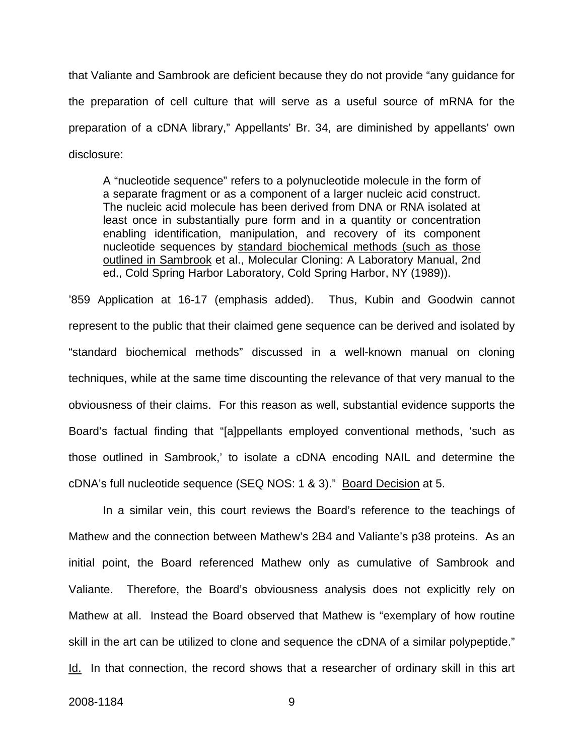that Valiante and Sambrook are deficient because they do not provide "any guidance for the preparation of cell culture that will serve as a useful source of mRNA for the preparation of a cDNA library," Appellants' Br. 34, are diminished by appellants' own disclosure:

> A "nucleotide sequence" refers to a polynucleotide molecule in the form of a separate fragment or as a component of a larger nucleic acid construct. The nucleic acid molecule has been derived from DNA or RNA isolated at least once in substantially pure form and in a quantity or concentration enabling identification, manipulation, and recovery of its component nucleotide sequences by <u>standard biochemical methods (such as those outlined in Sambrook</u> et al., Molecular Cloning: A Laboratory Manual, 2nd ed., Cold Spring Harbor Laboratory, Cold Spring Harbor, NY (1989)).

'859 Application at 16-17 (emphasis added). Thus, Kubin and Goodwin cannot represent to the public that their claimed gene sequence can be derived and isolated by "standard biochemical methods" discussed in a well-known manual on cloning techniques, while at the same time discounting the relevance of that very manual to the obviousness of their claims. For this reason as well, substantial evidence supports the Board's factual finding that "[a]ppellants employed conventional methods, 'such as those outlined in Sambrook,' to isolate a cDNA encoding NAIL and determine the cDNA's full nucleotide sequence (SEQ NOS: 1 & 3)." <u>Board Decision</u> at 5.

In a similar vein, this court reviews the Board's reference to the teachings of Mathew and the connection between Mathew's 2B4 and Valiante's p38 proteins. As an initial point, the Board referenced Mathew only as cumulative of Sambrook and Valiante. Therefore, the Board's obviousness analysis does not explicitly rely on Mathew at all. Instead the Board observed that Mathew is "exemplary of how routine skill in the art can be utilized to clone and sequence the cDNA of a similar polypeptide." <u>Id.</u> In that connection, the record shows that a researcher of ordinary skill in this art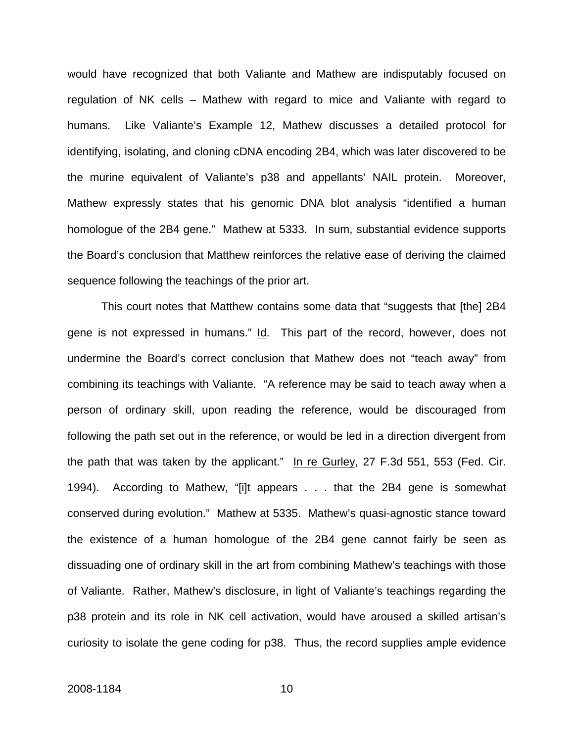would have recognized that both Valiante and Mathew are indisputably focused on regulation of NK cells – Mathew with regard to mice and Valiante with regard to humans. Like Valiante's Example 12, Mathew discusses a detailed protocol for identifying, isolating, and cloning cDNA encoding 2B4, which was later discovered to be the murine equivalent of Valiante's p38 and appellants' NAIL protein. Moreover, Mathew expressly states that his genomic DNA blot analysis "identified a human homologue of the 2B4 gene." Mathew at 5333. In sum, substantial evidence supports the Board's conclusion that Matthew reinforces the relative ease of deriving the claimed sequence following the teachings of the prior art.

This court notes that Matthew contains some data that "suggests that [the] 2B4 gene is not expressed in humans." Id. This part of the record, however, does not undermine the Board's correct conclusion that Mathew does not "teach away" from combining its teachings with Valiante. "A reference may be said to teach away when a person of ordinary skill, upon reading the reference, would be discouraged from following the path set out in the reference, or would be led in a direction divergent from the path that was taken by the applicant." In re Gurley, 27 F.3d 551, 553 (Fed. Cir. 1994). According to Mathew, "[i]t appears . . . that the 2B4 gene is somewhat conserved during evolution." Mathew at 5335. Mathew's quasi-agnostic stance toward the existence of a human homologue of the 2B4 gene cannot fairly be seen as dissuading one of ordinary skill in the art from combining Mathew's teachings with those of Valiante. Rather, Mathew's disclosure, in light of Valiante's teachings regarding the p38 protein and its role in NK cell activation, would have aroused a skilled artisan's curiosity to isolate the gene coding for p38. Thus, the record supplies ample evidence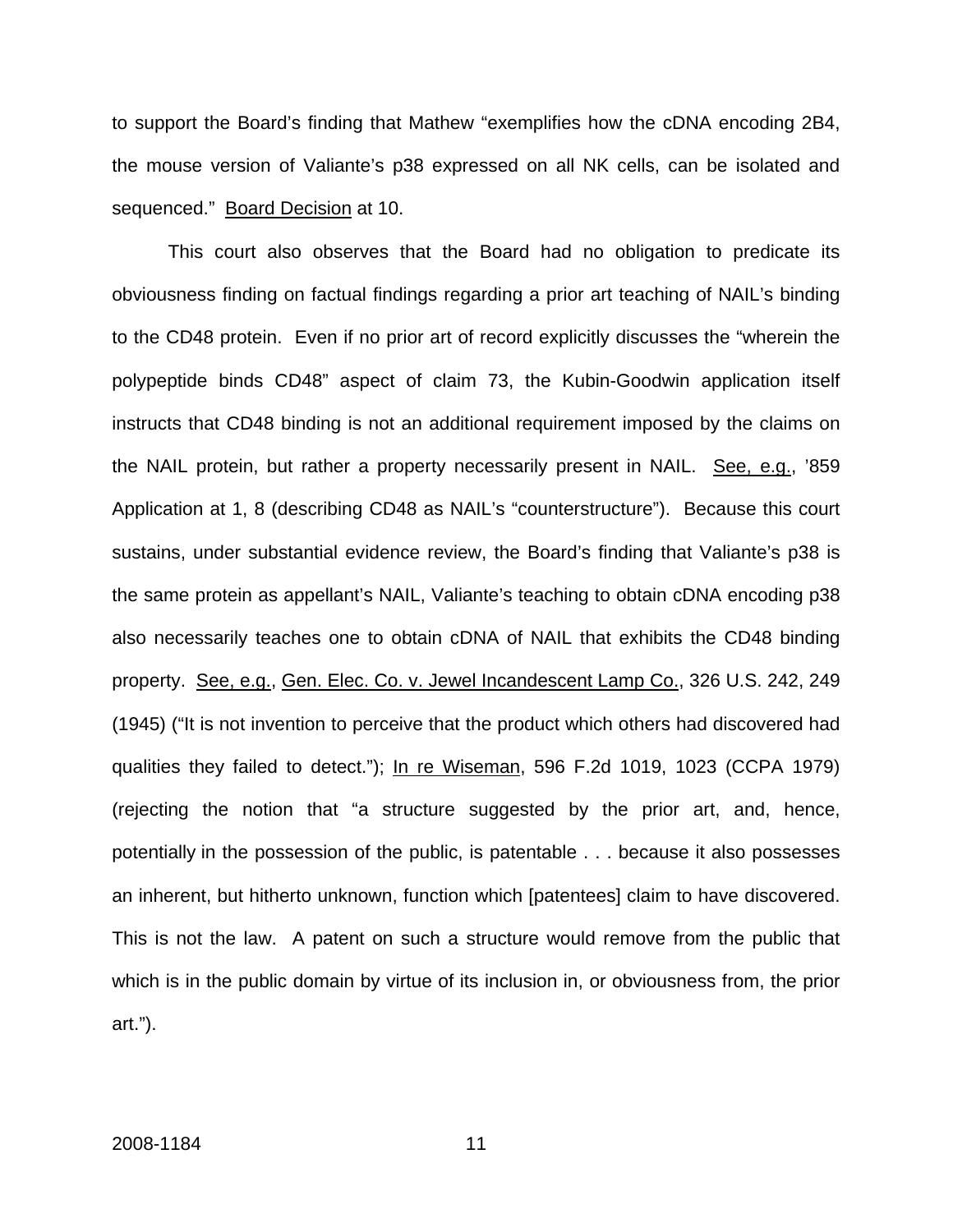to support the Board's finding that Mathew "exemplifies how the cDNA encoding 2B4, the mouse version of Valiante's p38 expressed on all NK cells, can be isolated and sequenced." Board Decision at 10.

This court also observes that the Board had no obligation to predicate its obviousness finding on factual findings regarding a prior art teaching of NAIL's binding to the CD48 protein. Even if no prior art of record explicitly discusses the "wherein the polypeptide binds CD48" aspect of claim 73, the Kubin-Goodwin application itself instructs that CD48 binding is not an additional requirement imposed by the claims on the NAIL protein, but rather a property necessarily present in NAIL. See, e.g., '859 Application at 1, 8 (describing CD48 as NAIL's "counterstructure"). Because this court sustains, under substantial evidence review, the Board's finding that Valiante's p38 is the same protein as appellant's NAIL, Valiante's teaching to obtain cDNA encoding p38 also necessarily teaches one to obtain cDNA of NAIL that exhibits the CD48 binding property. See, e.g., Gen. Elec. Co. v. Jewel Incandescent Lamp Co., 326 U.S. 242, 249 (1945) ("It is not invention to perceive that the product which others had discovered had qualities they failed to detect."); In re Wiseman, 596 F.2d 1019, 1023 (CCPA 1979) (rejecting the notion that "a structure suggested by the prior art, and, hence, potentially in the possession of the public, is patentable . . . because it also possesses an inherent, but hitherto unknown, function which [patentees] claim to have discovered. This is not the law. A patent on such a structure would remove from the public that which is in the public domain by virtue of its inclusion in, or obviousness from, the prior art.").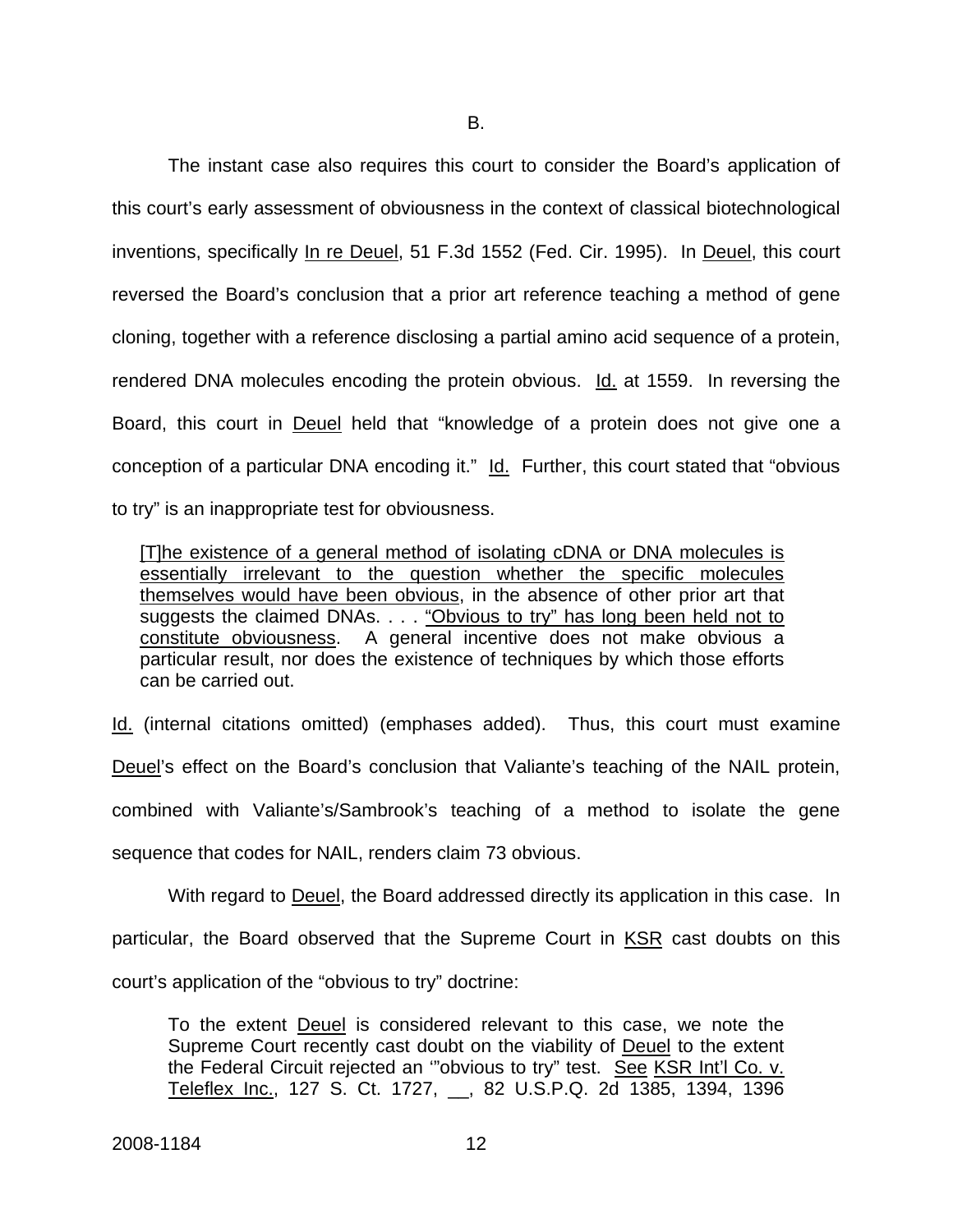B.

The instant case also requires this court to consider the Board's application of this court's early assessment of obviousness in the context of classical biotechnological inventions, specifically In re Deuel, 51 F.3d 1552 (Fed. Cir. 1995). In Deuel, this court reversed the Board's conclusion that a prior art reference teaching a method of gene cloning, together with a reference disclosing a partial amino acid sequence of a protein, rendered DNA molecules encoding the protein obvious. Id. at 1559. In reversing the Board, this court in Deuel held that "knowledge of a protein does not give one a conception of a particular DNA encoding it." Id. Further, this court stated that "obvious to try" is an inappropriate test for obviousness.

> [T]he existence of a general method of isolating cDNA or DNA molecules is essentially irrelevant to the question whether the specific molecules themselves would have been obvious, in the absence of other prior art that suggests the claimed DNAs. . . . "Obvious to try" has long been held not to constitute obviousness. A general incentive does not make obvious a particular result, nor does the existence of techniques by which those efforts can be carried out.

Id. (internal citations omitted) (emphases added). Thus, this court must examine Deuel's effect on the Board's conclusion that Valiante's teaching of the NAIL protein, combined with Valiante's/Sambrook's teaching of a method to isolate the gene sequence that codes for NAIL, renders claim 73 obvious.

With regard to Deuel, the Board addressed directly its application in this case. In particular, the Board observed that the Supreme Court in KSR cast doubts on this court's application of the "obvious to try" doctrine:

> To the extent Deuel is considered relevant to this case, we note the Supreme Court recently cast doubt on the viability of Deuel to the extent the Federal Circuit rejected an '"obvious to try" test. See KSR Int'l Co. v. Teleflex Inc., 127 S. Ct. 1727, __, 82 U.S.P.Q. 2d 1385, 1394, 1396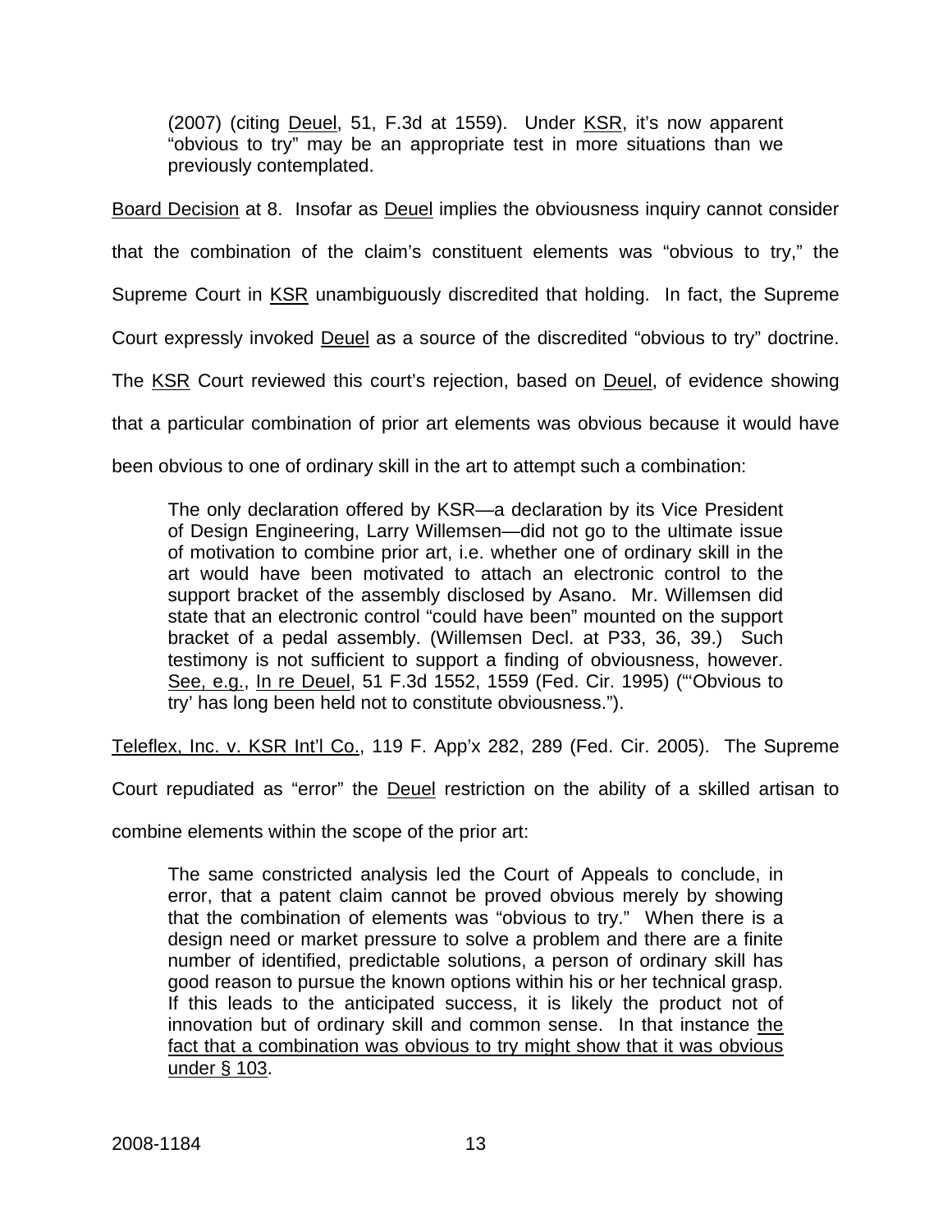> (2007) (citing Deuel, 51, F.3d at 1559). Under KSR, it's now apparent "obvious to try" may be an appropriate test in more situations than we previously contemplated.

Board Decision at 8. Insofar as Deuel implies the obviousness inquiry cannot consider that the combination of the claim's constituent elements was "obvious to try," the Supreme Court in KSR unambiguously discredited that holding. In fact, the Supreme Court expressly invoked Deuel as a source of the discredited "obvious to try" doctrine. The KSR Court reviewed this court's rejection, based on Deuel, of evidence showing that a particular combination of prior art elements was obvious because it would have been obvious to one of ordinary skill in the art to attempt such a combination:

> The only declaration offered by KSR—a declaration by its Vice President of Design Engineering, Larry Willemsen—did not go to the ultimate issue of motivation to combine prior art, i.e. whether one of ordinary skill in the art would have been motivated to attach an electronic control to the support bracket of the assembly disclosed by Asano. Mr. Willemsen did state that an electronic control "could have been" mounted on the support bracket of a pedal assembly. (Willemsen Decl. at P33, 36, 39.) Such testimony is not sufficient to support a finding of obviousness, however. See, e.g., In re Deuel, 51 F.3d 1552, 1559 (Fed. Cir. 1995) ("'Obvious to try' has long been held not to constitute obviousness.").

Teleflex, Inc. v. KSR Int'l Co., 119 F. App'x 282, 289 (Fed. Cir. 2005). The Supreme Court repudiated as "error" the Deuel restriction on the ability of a skilled artisan to combine elements within the scope of the prior art:

> The same constricted analysis led the Court of Appeals to conclude, in error, that a patent claim cannot be proved obvious merely by showing that the combination of elements was "obvious to try." When there is a design need or market pressure to solve a problem and there are a finite number of identified, predictable solutions, a person of ordinary skill has good reason to pursue the known options within his or her technical grasp. If this leads to the anticipated success, it is likely the product not of innovation but of ordinary skill and common sense. In that instance the fact that a combination was obvious to try might show that it was obvious under § 103.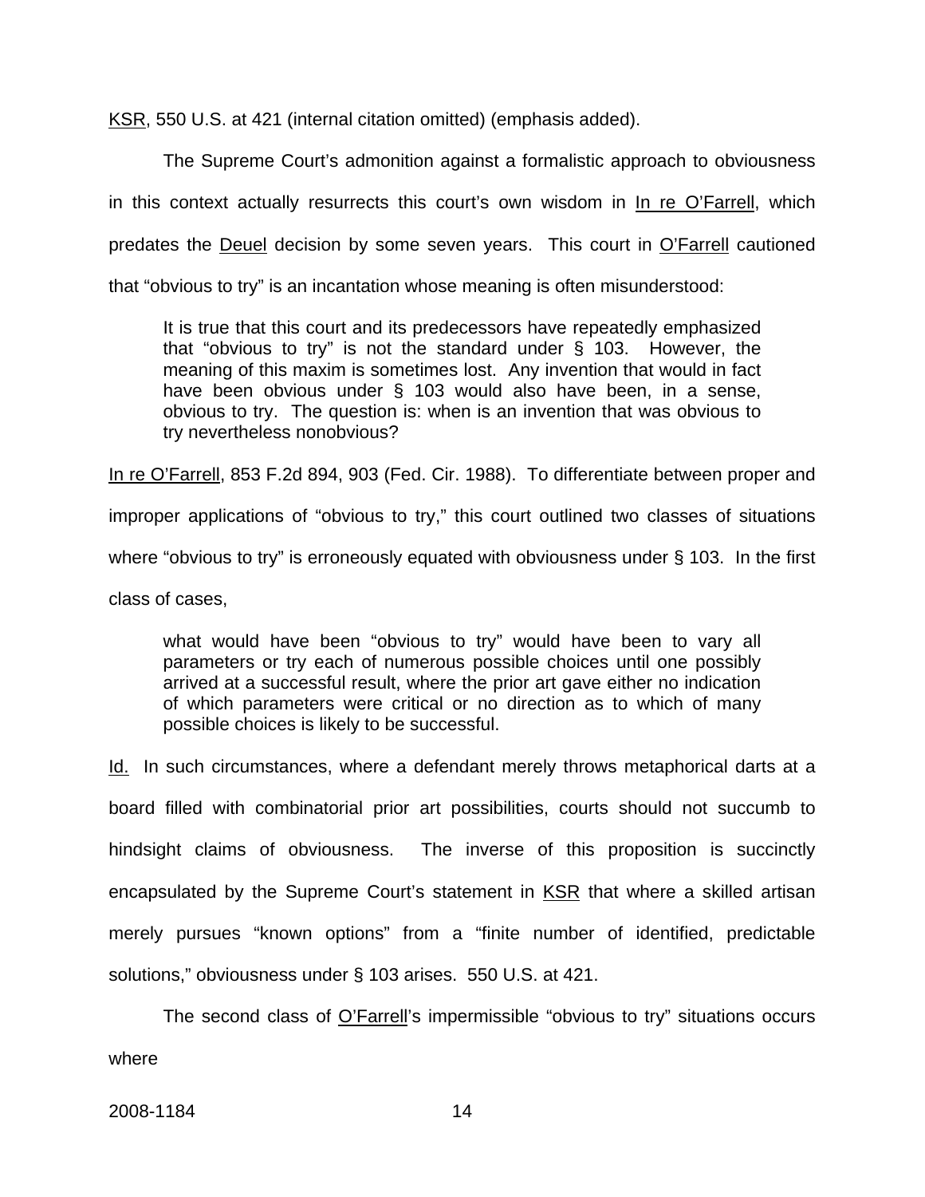KSR, 550 U.S. at 421 (internal citation omitted) (emphasis added).

The Supreme Court's admonition against a formalistic approach to obviousness in this context actually resurrects this court's own wisdom in In re O'Farrell, which predates the Deuel decision by some seven years. This court in O'Farrell cautioned that "obvious to try" is an incantation whose meaning is often misunderstood:

> It is true that this court and its predecessors have repeatedly emphasized that "obvious to try" is not the standard under § 103. However, the meaning of this maxim is sometimes lost. Any invention that would in fact have been obvious under § 103 would also have been, in a sense, obvious to try. The question is: when is an invention that was obvious to try nevertheless nonobvious?

In re O'Farrell, 853 F.2d 894, 903 (Fed. Cir. 1988). To differentiate between proper and improper applications of "obvious to try," this court outlined two classes of situations where "obvious to try" is erroneously equated with obviousness under § 103. In the first class of cases,

> what would have been "obvious to try" would have been to vary all parameters or try each of numerous possible choices until one possibly arrived at a successful result, where the prior art gave either no indication of which parameters were critical or no direction as to which of many possible choices is likely to be successful.

Id. In such circumstances, where a defendant merely throws metaphorical darts at a board filled with combinatorial prior art possibilities, courts should not succumb to hindsight claims of obviousness. The inverse of this proposition is succinctly encapsulated by the Supreme Court's statement in KSR that where a skilled artisan merely pursues "known options" from a "finite number of identified, predictable solutions," obviousness under § 103 arises. 550 U.S. at 421.

The second class of O'Farrell's impermissible "obvious to try" situations occurs where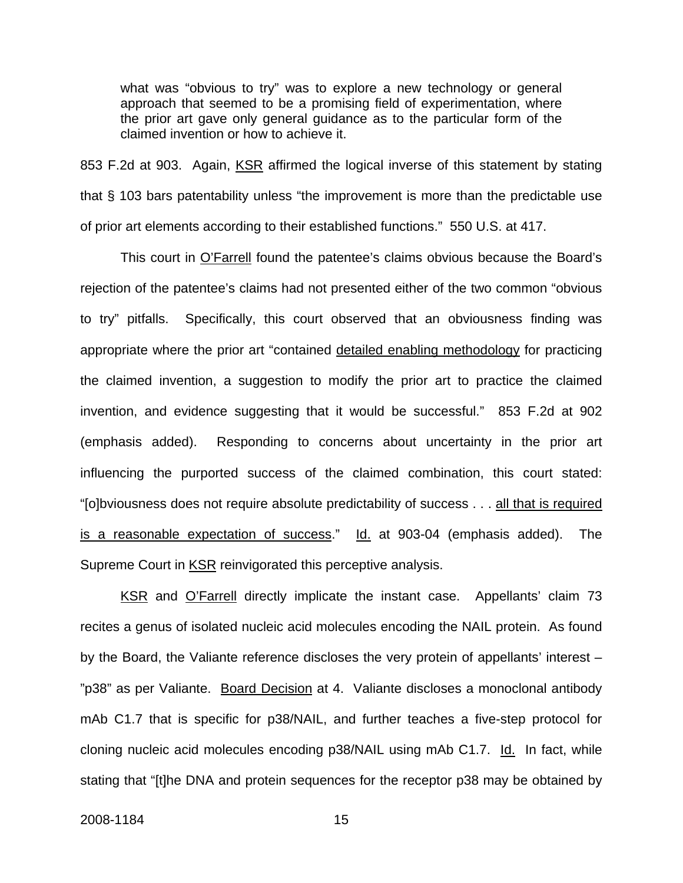> what was "obvious to try" was to explore a new technology or general approach that seemed to be a promising field of experimentation, where the prior art gave only general guidance as to the particular form of the claimed invention or how to achieve it.

853 F.2d at 903. Again, KSR affirmed the logical inverse of this statement by stating that § 103 bars patentability unless "the improvement is more than the predictable use of prior art elements according to their established functions." 550 U.S. at 417.

This court in O'Farrell found the patentee's claims obvious because the Board's rejection of the patentee's claims had not presented either of the two common "obvious to try" pitfalls. Specifically, this court observed that an obviousness finding was appropriate where the prior art "contained detailed enabling methodology for practicing the claimed invention, a suggestion to modify the prior art to practice the claimed invention, and evidence suggesting that it would be successful." 853 F.2d at 902 (emphasis added). Responding to concerns about uncertainty in the prior art influencing the purported success of the claimed combination, this court stated: "[o]bviousness does not require absolute predictability of success . . . all that is required is a reasonable expectation of success." Id. at 903-04 (emphasis added). The Supreme Court in KSR reinvigorated this perceptive analysis.

KSR and O'Farrell directly implicate the instant case. Appellants' claim 73 recites a genus of isolated nucleic acid molecules encoding the NAIL protein. As found by the Board, the Valiante reference discloses the very protein of appellants' interest – "p38" as per Valiante. Board Decision at 4. Valiante discloses a monoclonal antibody mAb C1.7 that is specific for p38/NAIL, and further teaches a five-step protocol for cloning nucleic acid molecules encoding p38/NAIL using mAb C1.7. Id. In fact, while stating that "[t]he DNA and protein sequences for the receptor p38 may be obtained by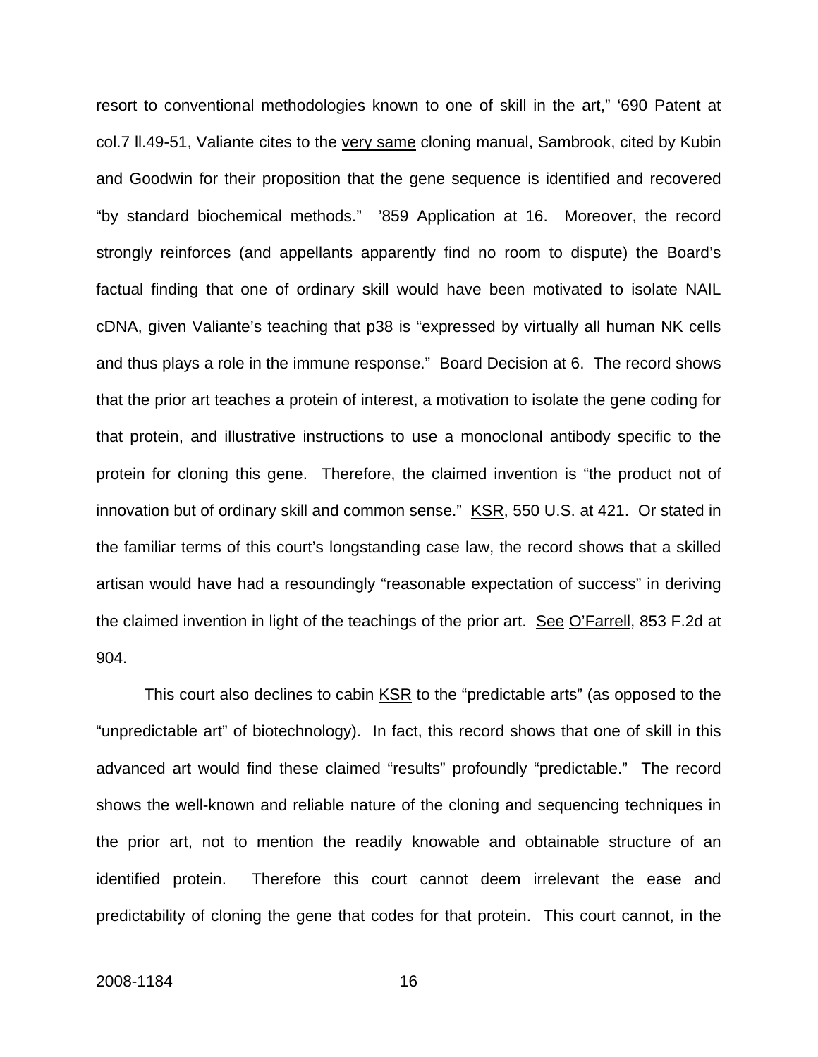resort to conventional methodologies known to one of skill in the art," '690 Patent at col.7 ll.49-51, Valiante cites to the very same cloning manual, Sambrook, cited by Kubin and Goodwin for their proposition that the gene sequence is identified and recovered "by standard biochemical methods." '859 Application at 16. Moreover, the record strongly reinforces (and appellants apparently find no room to dispute) the Board's factual finding that one of ordinary skill would have been motivated to isolate NAIL cDNA, given Valiante's teaching that p38 is "expressed by virtually all human NK cells and thus plays a role in the immune response." Board Decision at 6. The record shows that the prior art teaches a protein of interest, a motivation to isolate the gene coding for that protein, and illustrative instructions to use a monoclonal antibody specific to the protein for cloning this gene. Therefore, the claimed invention is "the product not of innovation but of ordinary skill and common sense." KSR, 550 U.S. at 421. Or stated in the familiar terms of this court's longstanding case law, the record shows that a skilled artisan would have had a resoundingly "reasonable expectation of success" in deriving the claimed invention in light of the teachings of the prior art. See O'Farrell, 853 F.2d at 904.

This court also declines to cabin KSR to the "predictable arts" (as opposed to the "unpredictable art" of biotechnology). In fact, this record shows that one of skill in this advanced art would find these claimed "results" profoundly "predictable." The record shows the well-known and reliable nature of the cloning and sequencing techniques in the prior art, not to mention the readily knowable and obtainable structure of an identified protein. Therefore this court cannot deem irrelevant the ease and predictability of cloning the gene that codes for that protein. This court cannot, in the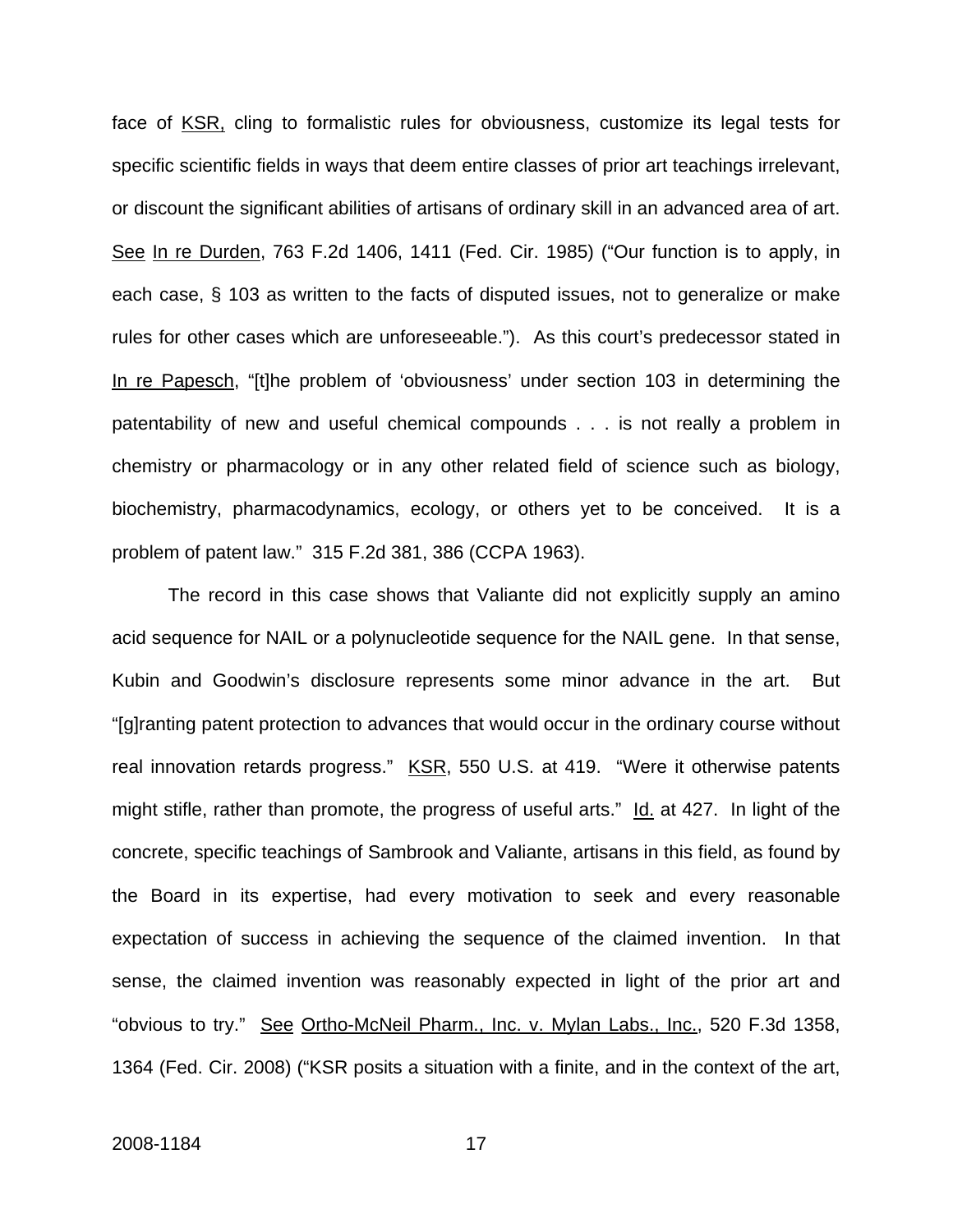face of KSR, cling to formalistic rules for obviousness, customize its legal tests for specific scientific fields in ways that deem entire classes of prior art teachings irrelevant, or discount the significant abilities of artisans of ordinary skill in an advanced area of art. See In re Durden, 763 F.2d 1406, 1411 (Fed. Cir. 1985) ("Our function is to apply, in each case, § 103 as written to the facts of disputed issues, not to generalize or make rules for other cases which are unforeseeable."). As this court's predecessor stated in In re Papesch, "[t]he problem of 'obviousness' under section 103 in determining the patentability of new and useful chemical compounds . . . is not really a problem in chemistry or pharmacology or in any other related field of science such as biology, biochemistry, pharmacodynamics, ecology, or others yet to be conceived. It is a problem of patent law." 315 F.2d 381, 386 (CCPA 1963).

The record in this case shows that Valiante did not explicitly supply an amino acid sequence for NAIL or a polynucleotide sequence for the NAIL gene. In that sense, Kubin and Goodwin's disclosure represents some minor advance in the art. But "[g]ranting patent protection to advances that would occur in the ordinary course without real innovation retards progress." KSR, 550 U.S. at 419. "Were it otherwise patents might stifle, rather than promote, the progress of useful arts." Id. at 427. In light of the concrete, specific teachings of Sambrook and Valiante, artisans in this field, as found by the Board in its expertise, had every motivation to seek and every reasonable expectation of success in achieving the sequence of the claimed invention. In that sense, the claimed invention was reasonably expected in light of the prior art and "obvious to try." See Ortho-McNeil Pharm., Inc. v. Mylan Labs., Inc., 520 F.3d 1358, 1364 (Fed. Cir. 2008) ("KSR posits a situation with a finite, and in the context of the art,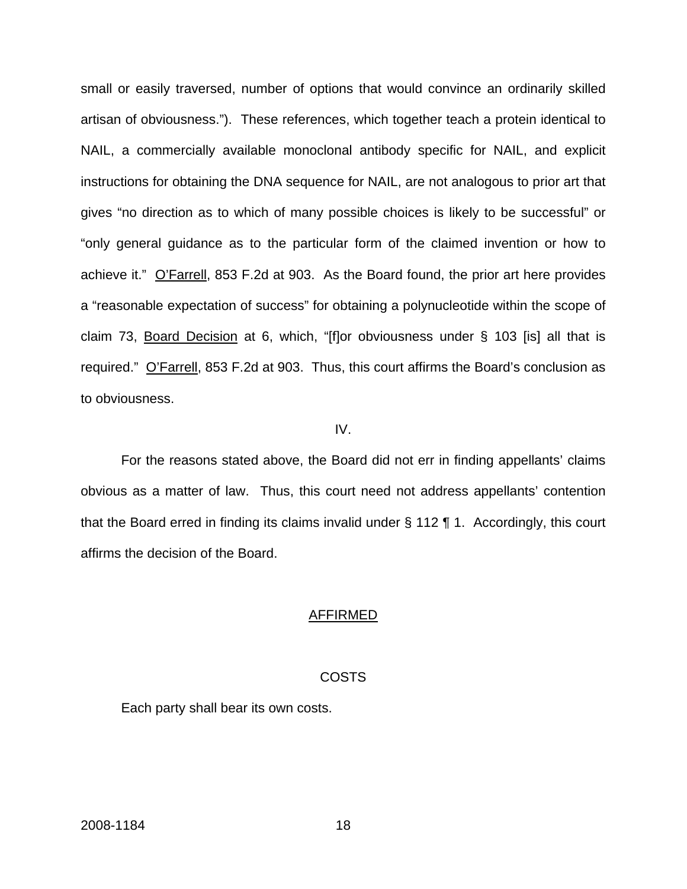small or easily traversed, number of options that would convince an ordinarily skilled artisan of obviousness."). These references, which together teach a protein identical to NAIL, a commercially available monoclonal antibody specific for NAIL, and explicit instructions for obtaining the DNA sequence for NAIL, are not analogous to prior art that gives "no direction as to which of many possible choices is likely to be successful" or "only general guidance as to the particular form of the claimed invention or how to achieve it." O'Farrell, 853 F.2d at 903. As the Board found, the prior art here provides a "reasonable expectation of success" for obtaining a polynucleotide within the scope of claim 73, Board Decision at 6, which, "[f]or obviousness under § 103 [is] all that is required." O'Farrell, 853 F.2d at 903. Thus, this court affirms the Board's conclusion as to obviousness.

## IV.

For the reasons stated above, the Board did not err in finding appellants' claims obvious as a matter of law. Thus, this court need not address appellants' contention that the Board erred in finding its claims invalid under § 112 ¶ 1. Accordingly, this court affirms the decision of the Board.

## AFFIRMED

## COSTS

Each party shall bear its own costs.